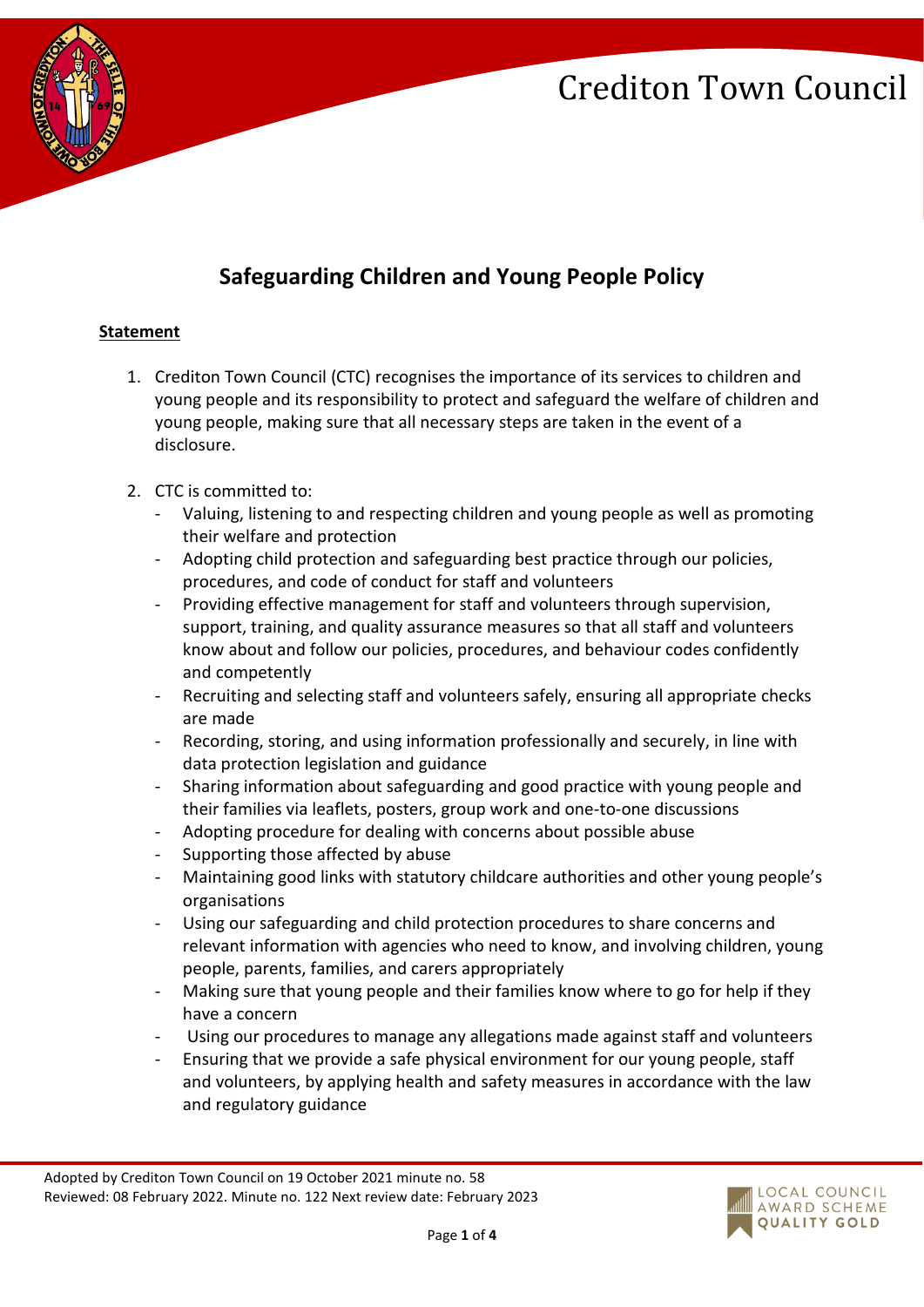# Crediton Town Council

## Safeguarding Children and Young People Policy

**Statement**

1. Crediton Town Council (CTC) recognises the importance of its services to children and young people and its responsibility to protect and safeguard the welfare of children and young people, making sure that all necessary steps are taken in the event of a disclosure.

2. CTC is committed to:
   - Valuing, listening to and respecting children and young people as well as promoting their welfare and protection
   - Adopting child protection and safeguarding best practice through our policies, procedures, and code of conduct for staff and volunteers
   - Providing effective management for staff and volunteers through supervision, support, training, and quality assurance measures so that all staff and volunteers know about and follow our policies, procedures, and behaviour codes confidently and competently
   - Recruiting and selecting staff and volunteers safely, ensuring all appropriate checks are made
   - Recording, storing, and using information professionally and securely, in line with data protection legislation and guidance
   - Sharing information about safeguarding and good practice with young people and their families via leaflets, posters, group work and one-to-one discussions
   - Adopting procedure for dealing with concerns about possible abuse
   - Supporting those affected by abuse
   - Maintaining good links with statutory childcare authorities and other young people's organisations
   - Using our safeguarding and child protection procedures to share concerns and relevant information with agencies who need to know, and involving children, young people, parents, families, and carers appropriately
   - Making sure that young people and their families know where to go for help if they have a concern
   - Using our procedures to manage any allegations made against staff and volunteers
   - Ensuring that we provide a safe physical environment for our young people, staff and volunteers, by applying health and safety measures in accordance with the law and regulatory guidance

Adopted by Crediton Town Council on 19 October 2021 minute no. 58
Reviewed: 08 February 2022. Minute no. 122 Next review date: February 2023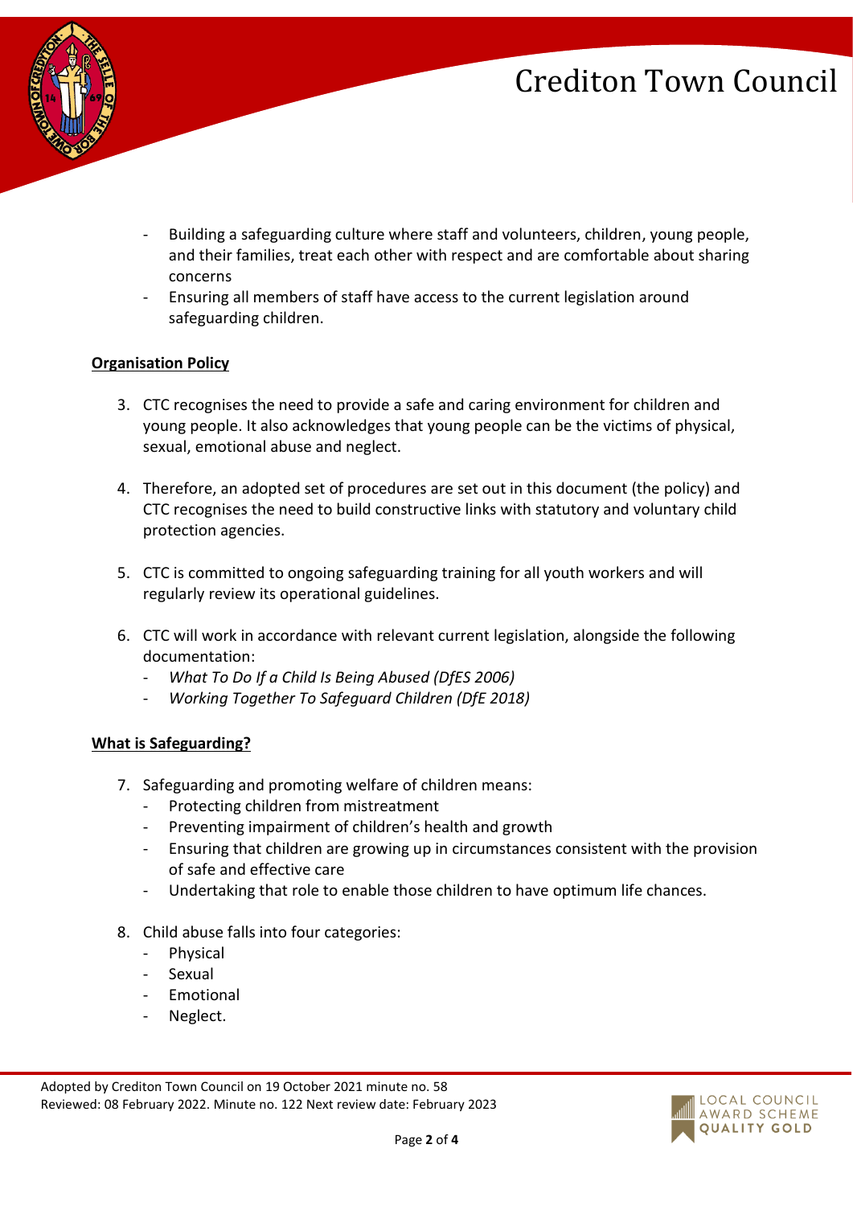- Building a safeguarding culture where staff and volunteers, children, young people, and their families, treat each other with respect and are comfortable about sharing concerns
- Ensuring all members of staff have access to the current legislation around safeguarding children.

**Organisation Policy**

3. CTC recognises the need to provide a safe and caring environment for children and young people. It also acknowledges that young people can be the victims of physical, sexual, emotional abuse and neglect.

4. Therefore, an adopted set of procedures are set out in this document (the policy) and CTC recognises the need to build constructive links with statutory and voluntary child protection agencies.

5. CTC is committed to ongoing safeguarding training for all youth workers and will regularly review its operational guidelines.

6. CTC will work in accordance with relevant current legislation, alongside the following documentation:
   - *What To Do If a Child Is Being Abused (DfES 2006)*
   - *Working Together To Safeguard Children (DfE 2018)*

**What is Safeguarding?**

7. Safeguarding and promoting welfare of children means:
   - Protecting children from mistreatment
   - Preventing impairment of children's health and growth
   - Ensuring that children are growing up in circumstances consistent with the provision of safe and effective care
   - Undertaking that role to enable those children to have optimum life chances.

8. Child abuse falls into four categories:
   - Physical
   - Sexual
   - Emotional
   - Neglect.

Adopted by Crediton Town Council on 19 October 2021 minute no. 58
Reviewed: 08 February 2022. Minute no. 122 Next review date: February 2023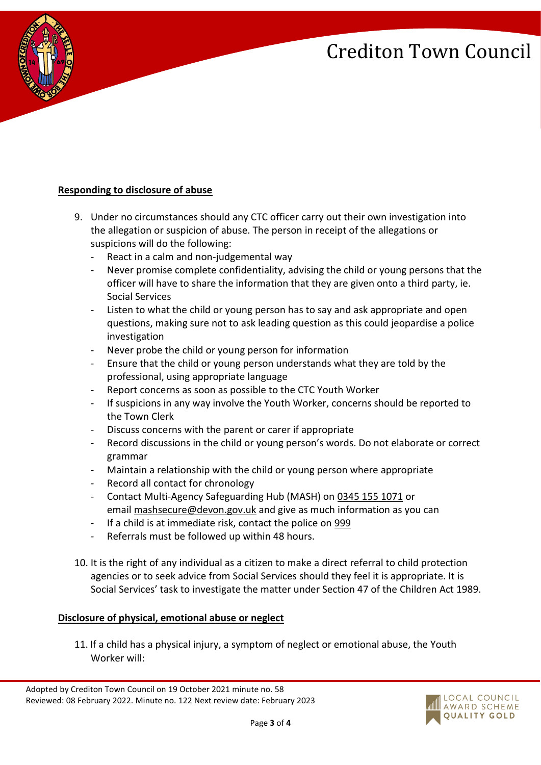**Responding to disclosure of abuse**

9. Under no circumstances should any CTC officer carry out their own investigation into the allegation or suspicion of abuse. The person in receipt of the allegations or suspicions will do the following:
   - React in a calm and non-judgemental way
   - Never promise complete confidentiality, advising the child or young persons that the officer will have to share the information that they are given onto a third party, ie. Social Services
   - Listen to what the child or young person has to say and ask appropriate and open questions, making sure not to ask leading question as this could jeopardise a police investigation
   - Never probe the child or young person for information
   - Ensure that the child or young person understands what they are told by the professional, using appropriate language
   - Report concerns as soon as possible to the CTC Youth Worker
   - If suspicions in any way involve the Youth Worker, concerns should be reported to the Town Clerk
   - Discuss concerns with the parent or carer if appropriate
   - Record discussions in the child or young person's words. Do not elaborate or correct grammar
   - Maintain a relationship with the child or young person where appropriate
   - Record all contact for chronology
   - Contact Multi-Agency Safeguarding Hub (MASH) on 0345 155 1071 or email mashsecure@devon.gov.uk and give as much information as you can
   - If a child is at immediate risk, contact the police on 999
   - Referrals must be followed up within 48 hours.

10. It is the right of any individual as a citizen to make a direct referral to child protection agencies or to seek advice from Social Services should they feel it is appropriate. It is Social Services' task to investigate the matter under Section 47 of the Children Act 1989.

**Disclosure of physical, emotional abuse or neglect**

11. If a child has a physical injury, a symptom of neglect or emotional abuse, the Youth Worker will:

Adopted by Crediton Town Council on 19 October 2021 minute no. 58
Reviewed: 08 February 2022. Minute no. 122 Next review date: February 2023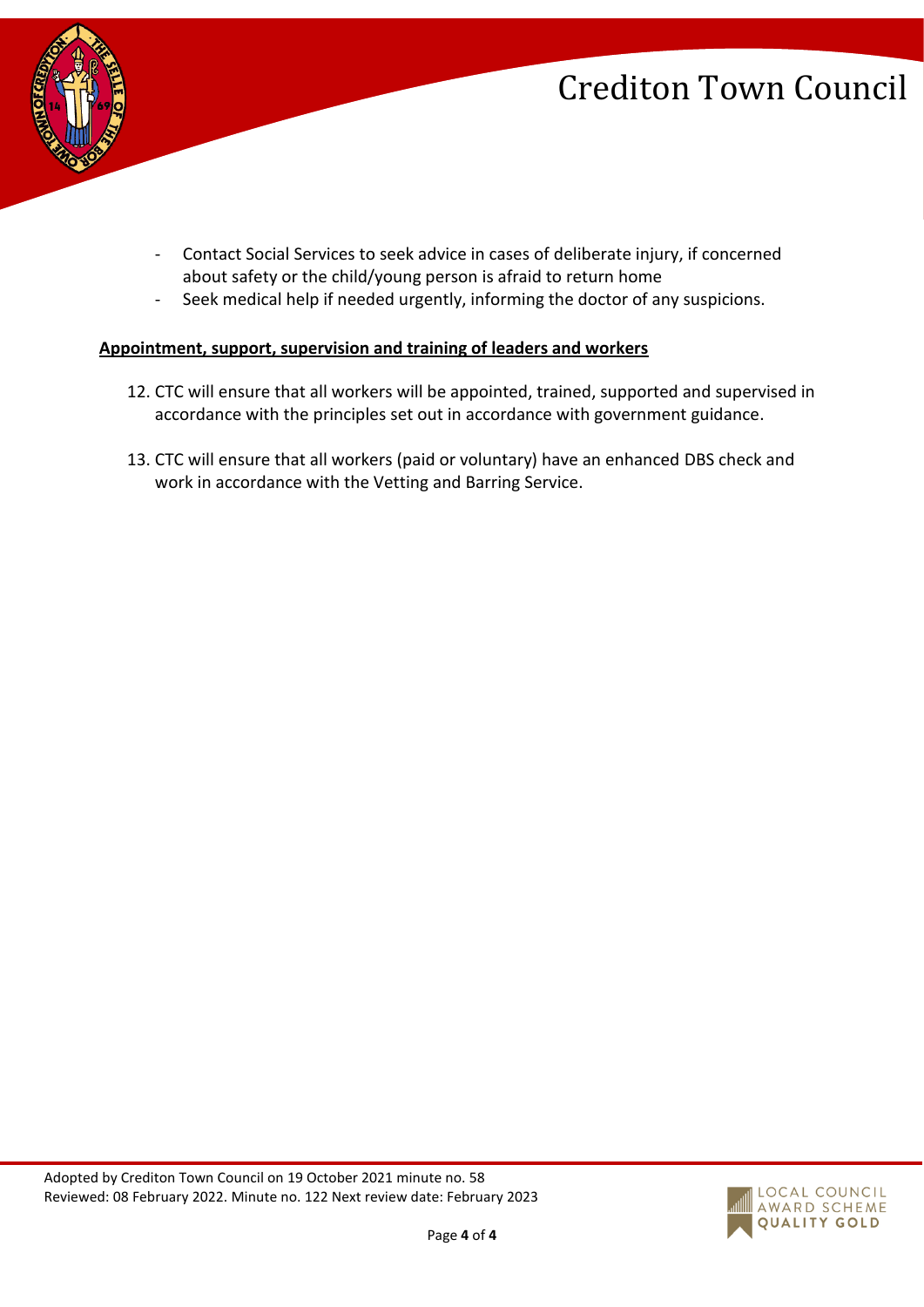- Contact Social Services to seek advice in cases of deliberate injury, if concerned about safety or the child/young person is afraid to return home
- Seek medical help if needed urgently, informing the doctor of any suspicions.

**Appointment, support, supervision and training of leaders and workers**

12. CTC will ensure that all workers will be appointed, trained, supported and supervised in accordance with the principles set out in accordance with government guidance.

13. CTC will ensure that all workers (paid or voluntary) have an enhanced DBS check and work in accordance with the Vetting and Barring Service.

Adopted by Crediton Town Council on 19 October 2021 minute no. 58
Reviewed: 08 February 2022. Minute no. 122 Next review date: February 2023